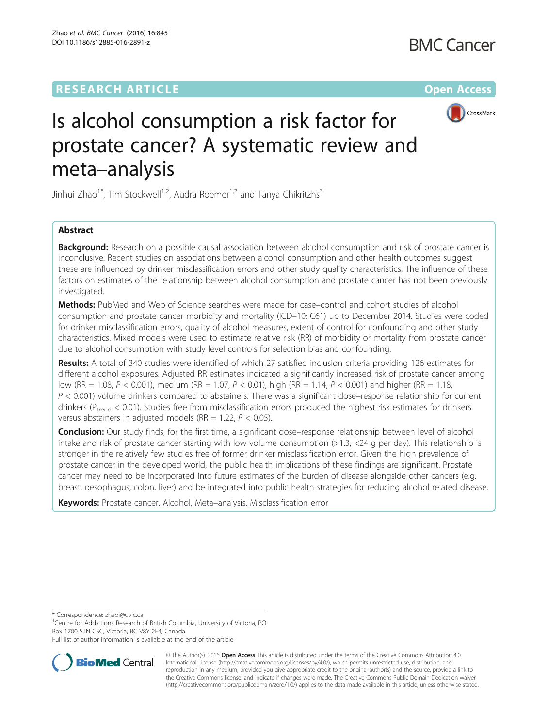RESEARCH ARTICLE

Open Access

# Is alcohol consumption a risk factor for prostate cancer? A systematic review and meta–analysis

Jinhui Zhao[1*], Tim Stockwell[1,2], Audra Roemer[1,2] and Tanya Chikritzhs[3]

## Abstract

**Background:** Research on a possible causal association between alcohol consumption and risk of prostate cancer is inconclusive. Recent studies on associations between alcohol consumption and other health outcomes suggest these are influenced by drinker misclassification errors and other study quality characteristics. The influence of these factors on estimates of the relationship between alcohol consumption and prostate cancer has not been previously investigated.

**Methods:** PubMed and Web of Science searches were made for case–control and cohort studies of alcohol consumption and prostate cancer morbidity and mortality (ICD–10: C61) up to December 2014. Studies were coded for drinker misclassification errors, quality of alcohol measures, extent of control for confounding and other study characteristics. Mixed models were used to estimate relative risk (RR) of morbidity or mortality from prostate cancer due to alcohol consumption with study level controls for selection bias and confounding.

**Results:** A total of 340 studies were identified of which 27 satisfied inclusion criteria providing 126 estimates for different alcohol exposures. Adjusted RR estimates indicated a significantly increased risk of prostate cancer among low (RR = 1.08, $P < 0.001$), medium (RR = 1.07, $P < 0.01$), high (RR = 1.14, $P < 0.001$) and higher (RR = 1.18, $P < 0.001$) volume drinkers compared to abstainers. There was a significant dose–response relationship for current drinkers ($P_{trend} < 0.01$). Studies free from misclassification errors produced the highest risk estimates for drinkers versus abstainers in adjusted models (RR = 1.22, $P < 0.05$).

**Conclusion:** Our study finds, for the first time, a significant dose–response relationship between level of alcohol intake and risk of prostate cancer starting with low volume consumption (>1.3, <24 g per day). This relationship is stronger in the relatively few studies free of former drinker misclassification error. Given the high prevalence of prostate cancer in the developed world, the public health implications of these findings are significant. Prostate cancer may need to be incorporated into future estimates of the burden of disease alongside other cancers (e.g. breast, oesophagus, colon, liver) and be integrated into public health strategies for reducing alcohol related disease.

**Keywords:** Prostate cancer, Alcohol, Meta–analysis, Misclassification error

\* Correspondence: zhaoj@uvic.ca

[1]Centre for Addictions Research of British Columbia, University of Victoria, PO Box 1700 STN CSC, Victoria, BC V8Y 2E4, Canada

Full list of author information is available at the end of the article

© The Author(s). 2016 **Open Access** This article is distributed under the terms of the Creative Commons Attribution 4.0 International License (http://creativecommons.org/licenses/by/4.0/), which permits unrestricted use, distribution, and reproduction in any medium, provided you give appropriate credit to the original author(s) and the source, provide a link to the Creative Commons license, and indicate if changes were made. The Creative Commons Public Domain Dedication waiver (http://creativecommons.org/publicdomain/zero/1.0/) applies to the data made available in this article, unless otherwise stated.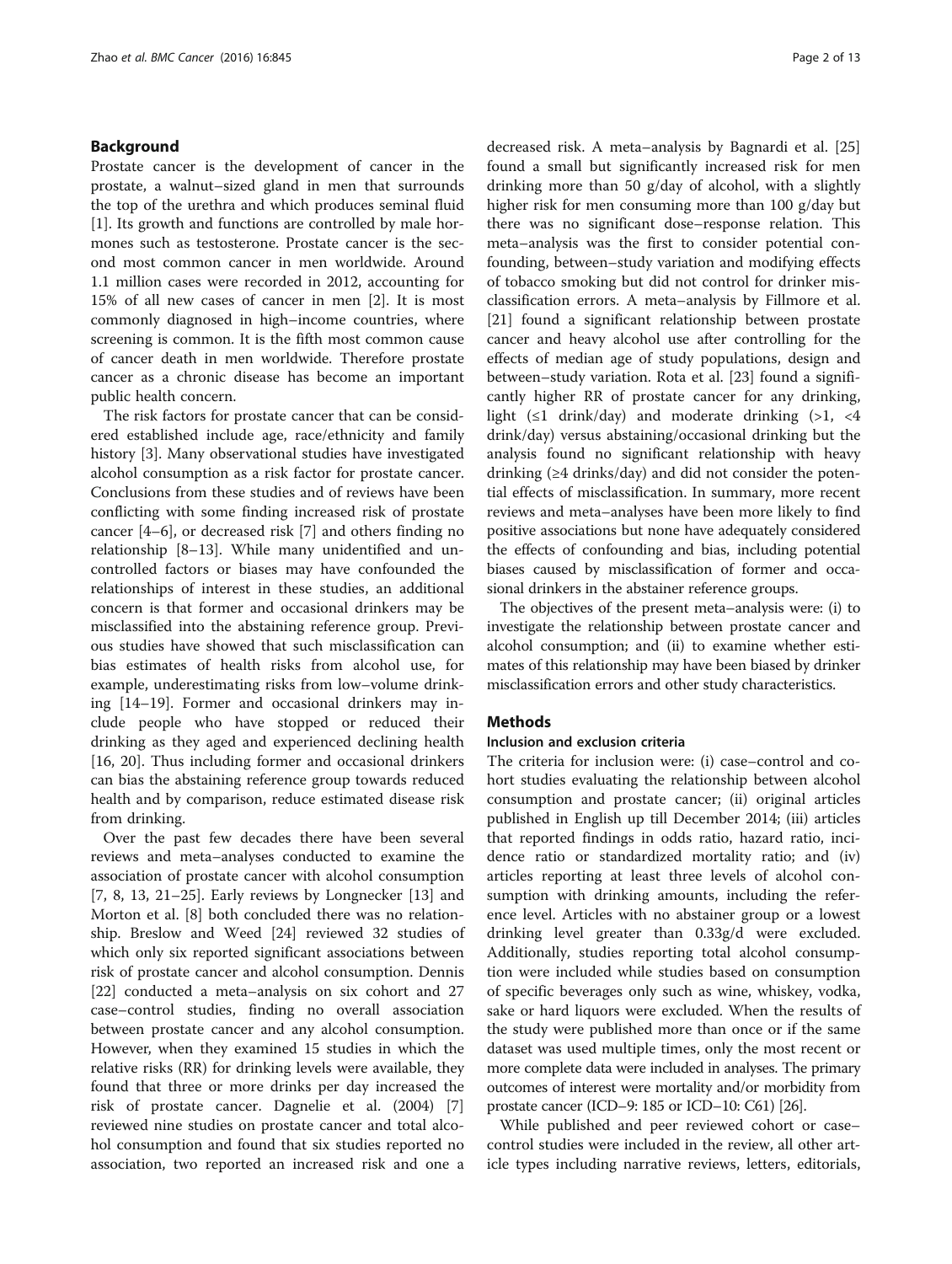## Background

Prostate cancer is the development of cancer in the prostate, a walnut–sized gland in men that surrounds the top of the urethra and which produces seminal fluid [1]. Its growth and functions are controlled by male hormones such as testosterone. Prostate cancer is the second most common cancer in men worldwide. Around 1.1 million cases were recorded in 2012, accounting for 15% of all new cases of cancer in men [2]. It is most commonly diagnosed in high–income countries, where screening is common. It is the fifth most common cause of cancer death in men worldwide. Therefore prostate cancer as a chronic disease has become an important public health concern.

The risk factors for prostate cancer that can be considered established include age, race/ethnicity and family history [3]. Many observational studies have investigated alcohol consumption as a risk factor for prostate cancer. Conclusions from these studies and of reviews have been conflicting with some finding increased risk of prostate cancer [4–6], or decreased risk [7] and others finding no relationship [8–13]. While many unidentified and uncontrolled factors or biases may have confounded the relationships of interest in these studies, an additional concern is that former and occasional drinkers may be misclassified into the abstaining reference group. Previous studies have showed that such misclassification can bias estimates of health risks from alcohol use, for example, underestimating risks from low–volume drinking [14–19]. Former and occasional drinkers may include people who have stopped or reduced their drinking as they aged and experienced declining health [16, 20]. Thus including former and occasional drinkers can bias the abstaining reference group towards reduced health and by comparison, reduce estimated disease risk from drinking.

Over the past few decades there have been several reviews and meta–analyses conducted to examine the association of prostate cancer with alcohol consumption [7, 8, 13, 21–25]. Early reviews by Longnecker [13] and Morton et al. [8] both concluded there was no relationship. Breslow and Weed [24] reviewed 32 studies of which only six reported significant associations between risk of prostate cancer and alcohol consumption. Dennis [22] conducted a meta–analysis on six cohort and 27 case–control studies, finding no overall association between prostate cancer and any alcohol consumption. However, when they examined 15 studies in which the relative risks (RR) for drinking levels were available, they found that three or more drinks per day increased the risk of prostate cancer. Dagnelie et al. (2004) [7] reviewed nine studies on prostate cancer and total alcohol consumption and found that six studies reported no association, two reported an increased risk and one a decreased risk. A meta–analysis by Bagnardi et al. [25] found a small but significantly increased risk for men drinking more than 50 g/day of alcohol, with a slightly higher risk for men consuming more than 100 g/day but there was no significant dose–response relation. This meta–analysis was the first to consider potential confounding, between–study variation and modifying effects of tobacco smoking but did not control for drinker misclassification errors. A meta–analysis by Fillmore et al. [21] found a significant relationship between prostate cancer and heavy alcohol use after controlling for the effects of median age of study populations, design and between–study variation. Rota et al. [23] found a significantly higher RR of prostate cancer for any drinking, light (≤1 drink/day) and moderate drinking (>1, <4 drink/day) versus abstaining/occasional drinking but the analysis found no significant relationship with heavy drinking (≥4 drinks/day) and did not consider the potential effects of misclassification. In summary, more recent reviews and meta–analyses have been more likely to find positive associations but none have adequately considered the effects of confounding and bias, including potential biases caused by misclassification of former and occasional drinkers in the abstainer reference groups.

The objectives of the present meta–analysis were: (i) to investigate the relationship between prostate cancer and alcohol consumption; and (ii) to examine whether estimates of this relationship may have been biased by drinker misclassification errors and other study characteristics.

## Methods

### Inclusion and exclusion criteria

The criteria for inclusion were: (i) case–control and cohort studies evaluating the relationship between alcohol consumption and prostate cancer; (ii) original articles published in English up till December 2014; (iii) articles that reported findings in odds ratio, hazard ratio, incidence ratio or standardized mortality ratio; and (iv) articles reporting at least three levels of alcohol consumption with drinking amounts, including the reference level. Articles with no abstainer group or a lowest drinking level greater than 0.33g/d were excluded. Additionally, studies reporting total alcohol consumption were included while studies based on consumption of specific beverages only such as wine, whiskey, vodka, sake or hard liquors were excluded. When the results of the study were published more than once or if the same dataset was used multiple times, only the most recent or more complete data were included in analyses. The primary outcomes of interest were mortality and/or morbidity from prostate cancer (ICD–9: 185 or ICD–10: C61) [26].

While published and peer reviewed cohort or case–control studies were included in the review, all other article types including narrative reviews, letters, editorials,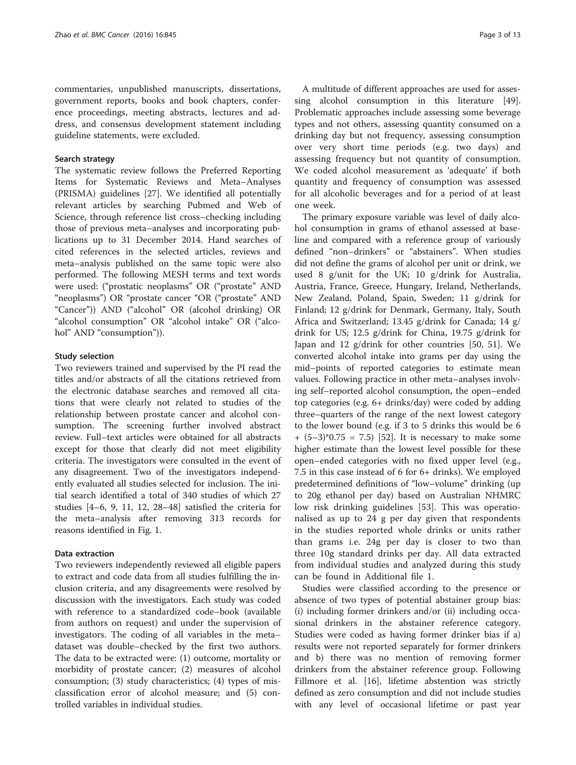commentaries, unpublished manuscripts, dissertations, government reports, books and book chapters, conference proceedings, meeting abstracts, lectures and address, and consensus development statement including guideline statements, were excluded.

### Search strategy

The systematic review follows the Preferred Reporting Items for Systematic Reviews and Meta–Analyses (PRISMA) guidelines [27]. We identified all potentially relevant articles by searching Pubmed and Web of Science, through reference list cross–checking including those of previous meta–analyses and incorporating publications up to 31 December 2014. Hand searches of cited references in the selected articles, reviews and meta–analysis published on the same topic were also performed. The following MESH terms and text words were used: ("prostatic neoplasms" OR ("prostate" AND "neoplasms") OR "prostate cancer "OR ("prostate" AND "Cancer")) AND ("alcohol" OR (alcohol drinking) OR "alcohol consumption" OR "alcohol intake" OR ("alcohol" AND "consumption")).

### Study selection

Two reviewers trained and supervised by the PI read the titles and/or abstracts of all the citations retrieved from the electronic database searches and removed all citations that were clearly not related to studies of the relationship between prostate cancer and alcohol consumption. The screening further involved abstract review. Full–text articles were obtained for all abstracts except for those that clearly did not meet eligibility criteria. The investigators were consulted in the event of any disagreement. Two of the investigators independently evaluated all studies selected for inclusion. The initial search identified a total of 340 studies of which 27 studies [4–6, 9, 11, 12, 28–48] satisfied the criteria for the meta–analysis after removing 313 records for reasons identified in Fig. 1.

### Data extraction

Two reviewers independently reviewed all eligible papers to extract and code data from all studies fulfilling the inclusion criteria, and any disagreements were resolved by discussion with the investigators. Each study was coded with reference to a standardized code–book (available from authors on request) and under the supervision of investigators. The coding of all variables in the meta–dataset was double–checked by the first two authors. The data to be extracted were: (1) outcome, mortality or morbidity of prostate cancer; (2) measures of alcohol consumption; (3) study characteristics; (4) types of misclassification error of alcohol measure; and (5) controlled variables in individual studies.

A multitude of different approaches are used for assessing alcohol consumption in this literature [49]. Problematic approaches include assessing some beverage types and not others, assessing quantity consumed on a drinking day but not frequency, assessing consumption over very short time periods (e.g. two days) and assessing frequency but not quantity of consumption. We coded alcohol measurement as 'adequate' if both quantity and frequency of consumption was assessed for all alcoholic beverages and for a period of at least one week.

The primary exposure variable was level of daily alcohol consumption in grams of ethanol assessed at baseline and compared with a reference group of variously defined "non–drinkers" or "abstainers". When studies did not define the grams of alcohol per unit or drink, we used 8 g/unit for the UK; 10 g/drink for Australia, Austria, France, Greece, Hungary, Ireland, Netherlands, New Zealand, Poland, Spain, Sweden; 11 g/drink for Finland; 12 g/drink for Denmark, Germany, Italy, South Africa and Switzerland; 13.45 g/drink for Canada; 14 g/drink for US; 12.5 g/drink for China, 19.75 g/drink for Japan and 12 g/drink for other countries [50, 51]. We converted alcohol intake into grams per day using the mid–points of reported categories to estimate mean values. Following practice in other meta–analyses involving self–reported alcohol consumption, the open–ended top categories (e.g. 6+ drinks/day) were coded by adding three–quarters of the range of the next lowest category to the lower bound (e.g. if 3 to 5 drinks this would be $6 + (5-3)*0.75 = 7.5$) [52]. It is necessary to make some higher estimate than the lowest level possible for these open–ended categories with no fixed upper level (e.g., 7.5 in this case instead of 6 for 6+ drinks). We employed predetermined definitions of "low–volume" drinking (up to 20g ethanol per day) based on Australian NHMRC low risk drinking guidelines [53]. This was operationalised as up to 24 g per day given that respondents in the studies reported whole drinks or units rather than grams i.e. 24g per day is closer to two than three 10g standard drinks per day. All data extracted from individual studies and analyzed during this study can be found in Additional file 1.

Studies were classified according to the presence or absence of two types of potential abstainer group bias: (i) including former drinkers and/or (ii) including occasional drinkers in the abstainer reference category. Studies were coded as having former drinker bias if a) results were not reported separately for former drinkers and b) there was no mention of removing former drinkers from the abstainer reference group. Following Fillmore et al. [16], lifetime abstention was strictly defined as zero consumption and did not include studies with any level of occasional lifetime or past year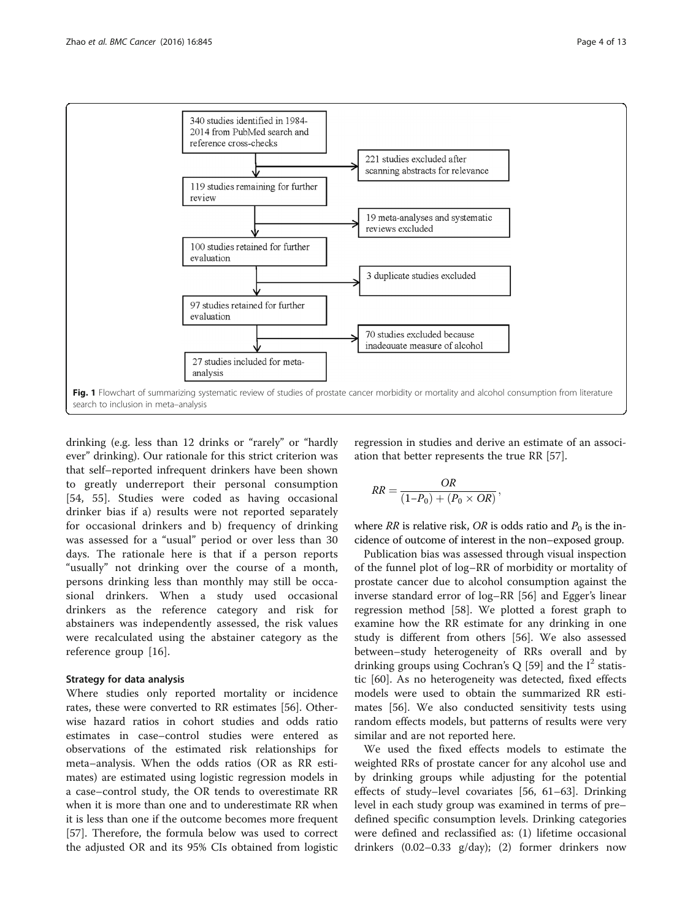340 studies identified in 1984-2014 from PubMed search and reference cross-checks

221 studies excluded after scanning abstracts for relevance

119 studies remaining for further review

19 meta-analyses and systematic reviews excluded

100 studies retained for further evaluation

3 duplicate studies excluded

97 studies retained for further evaluation

70 studies excluded because inadequate measure of alcohol

27 studies included for meta-analysis

**Fig. 1** Flowchart of summarizing systematic review of studies of prostate cancer morbidity or mortality and alcohol consumption from literature search to inclusion in meta–analysis

drinking (e.g. less than 12 drinks or "rarely" or "hardly ever" drinking). Our rationale for this strict criterion was that self–reported infrequent drinkers have been shown to greatly underreport their personal consumption [54, 55]. Studies were coded as having occasional drinker bias if a) results were not reported separately for occasional drinkers and b) frequency of drinking was assessed for a "usual" period or over less than 30 days. The rationale here is that if a person reports "usually" not drinking over the course of a month, persons drinking less than monthly may still be occasional drinkers. When a study used occasional drinkers as the reference category and risk for abstainers was independently assessed, the risk values were recalculated using the abstainer category as the reference group [16].

### Strategy for data analysis

Where studies only reported mortality or incidence rates, these were converted to RR estimates [56]. Otherwise hazard ratios in cohort studies and odds ratio estimates in case–control studies were entered as observations of the estimated risk relationships for meta–analysis. When the odds ratios (OR as RR estimates) are estimated using logistic regression models in a case–control study, the OR tends to overestimate RR when it is more than one and to underestimate RR when it is less than one if the outcome becomes more frequent [57]. Therefore, the formula below was used to correct the adjusted OR and its 95% CIs obtained from logistic regression in studies and derive an estimate of an association that better represents the true RR [57].

$$RR = \frac{OR}{(1 - P_0) + (P_0 \times OR)},$$

where $RR$ is relative risk, $OR$ is odds ratio and $P_0$ is the incidence of outcome of interest in the non–exposed group.

Publication bias was assessed through visual inspection of the funnel plot of log–RR of morbidity or mortality of prostate cancer due to alcohol consumption against the inverse standard error of log–RR [56] and Egger's linear regression method [58]. We plotted a forest graph to examine how the RR estimate for any drinking in one study is different from others [56]. We also assessed between–study heterogeneity of RRs overall and by drinking groups using Cochran's Q [59] and the $I^2$ statistic [60]. As no heterogeneity was detected, fixed effects models were used to obtain the summarized RR estimates [56]. We also conducted sensitivity tests using random effects models, but patterns of results were very similar and are not reported here.

We used the fixed effects models to estimate the weighted RRs of prostate cancer for any alcohol use and by drinking groups while adjusting for the potential effects of study–level covariates [56, 61–63]. Drinking level in each study group was examined in terms of pre–defined specific consumption levels. Drinking categories were defined and reclassified as: (1) lifetime occasional drinkers (0.02–0.33 g/day); (2) former drinkers now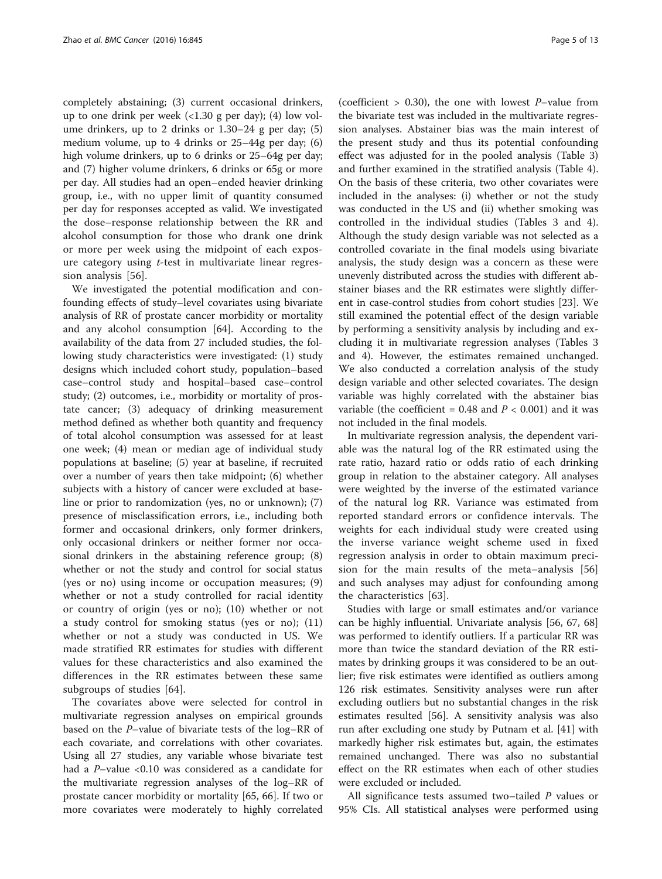completely abstaining; (3) current occasional drinkers, up to one drink per week (<1.30 g per day); (4) low volume drinkers, up to 2 drinks or 1.30–24 g per day; (5) medium volume, up to 4 drinks or 25–44g per day; (6) high volume drinkers, up to 6 drinks or 25–64g per day; and (7) higher volume drinkers, 6 drinks or 65g or more per day. All studies had an open–ended heavier drinking group, i.e., with no upper limit of quantity consumed per day for responses accepted as valid. We investigated the dose–response relationship between the RR and alcohol consumption for those who drank one drink or more per week using the midpoint of each exposure category using *t*-test in multivariate linear regression analysis [56].

We investigated the potential modification and confounding effects of study–level covariates using bivariate analysis of RR of prostate cancer morbidity or mortality and any alcohol consumption [64]. According to the availability of the data from 27 included studies, the following study characteristics were investigated: (1) study designs which included cohort study, population–based case–control study and hospital–based case–control study; (2) outcomes, i.e., morbidity or mortality of prostate cancer; (3) adequacy of drinking measurement method defined as whether both quantity and frequency of total alcohol consumption was assessed for at least one week; (4) mean or median age of individual study populations at baseline; (5) year at baseline, if recruited over a number of years then take midpoint; (6) whether subjects with a history of cancer were excluded at baseline or prior to randomization (yes, no or unknown); (7) presence of misclassification errors, i.e., including both former and occasional drinkers, only former drinkers, only occasional drinkers or neither former nor occasional drinkers in the abstaining reference group; (8) whether or not the study and control for social status (yes or no) using income or occupation measures; (9) whether or not a study controlled for racial identity or country of origin (yes or no); (10) whether or not a study control for smoking status (yes or no); (11) whether or not a study was conducted in US. We made stratified RR estimates for studies with different values for these characteristics and also examined the differences in the RR estimates between these same subgroups of studies [64].

The covariates above were selected for control in multivariate regression analyses on empirical grounds based on the *P*–value of bivariate tests of the log–RR of each covariate, and correlations with other covariates. Using all 27 studies, any variable whose bivariate test had a *P*–value <0.10 was considered as a candidate for the multivariate regression analyses of the log–RR of prostate cancer morbidity or mortality [65, 66]. If two or more covariates were moderately to highly correlated (coefficient > 0.30), the one with lowest *P*–value from the bivariate test was included in the multivariate regression analyses. Abstainer bias was the main interest of the present study and thus its potential confounding effect was adjusted for in the pooled analysis (Table 3) and further examined in the stratified analysis (Table 4). On the basis of these criteria, two other covariates were included in the analyses: (i) whether or not the study was conducted in the US and (ii) whether smoking was controlled in the individual studies (Tables 3 and 4). Although the study design variable was not selected as a controlled covariate in the final models using bivariate analysis, the study design was a concern as these were unevenly distributed across the studies with different abstainer biases and the RR estimates were slightly different in case-control studies from cohort studies [23]. We still examined the potential effect of the design variable by performing a sensitivity analysis by including and excluding it in multivariate regression analyses (Tables 3 and 4). However, the estimates remained unchanged. We also conducted a correlation analysis of the study design variable and other selected covariates. The design variable was highly correlated with the abstainer bias variable (the coefficient = 0.48 and $P < 0.001$) and it was not included in the final models.

In multivariate regression analysis, the dependent variable was the natural log of the RR estimated using the rate ratio, hazard ratio or odds ratio of each drinking group in relation to the abstainer category. All analyses were weighted by the inverse of the estimated variance of the natural log RR. Variance was estimated from reported standard errors or confidence intervals. The weights for each individual study were created using the inverse variance weight scheme used in fixed regression analysis in order to obtain maximum precision for the main results of the meta–analysis [56] and such analyses may adjust for confounding among the characteristics [63].

Studies with large or small estimates and/or variance can be highly influential. Univariate analysis [56, 67, 68] was performed to identify outliers. If a particular RR was more than twice the standard deviation of the RR estimates by drinking groups it was considered to be an outlier; five risk estimates were identified as outliers among 126 risk estimates. Sensitivity analyses were run after excluding outliers but no substantial changes in the risk estimates resulted [56]. A sensitivity analysis was also run after excluding one study by Putnam et al. [41] with markedly higher risk estimates but, again, the estimates remained unchanged. There was also no substantial effect on the RR estimates when each of other studies were excluded or included.

All significance tests assumed two–tailed *P* values or 95% CIs. All statistical analyses were performed using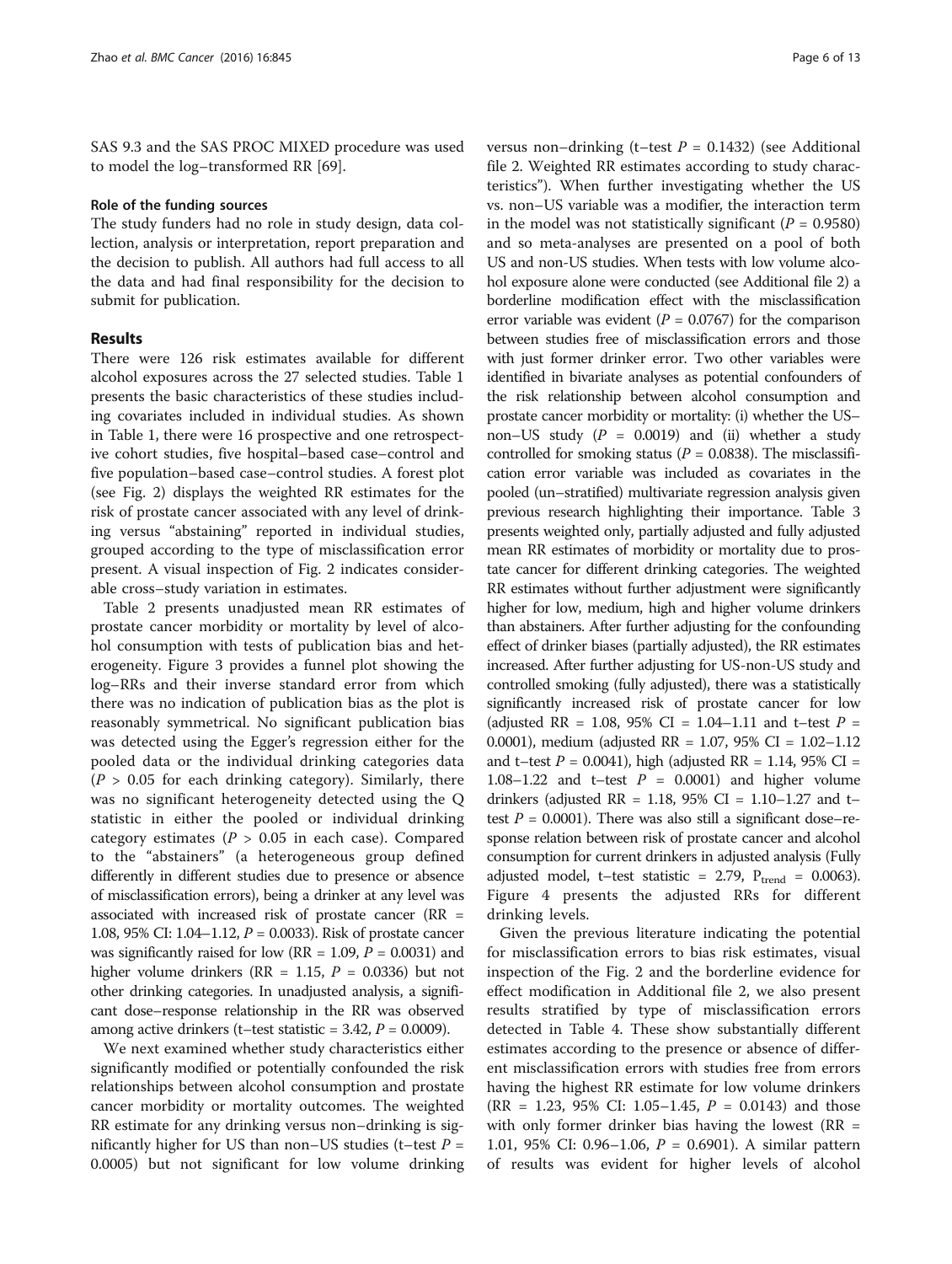SAS 9.3 and the SAS PROC MIXED procedure was used to model the log–transformed RR [69].

#### Role of the funding sources

The study funders had no role in study design, data collection, analysis or interpretation, report preparation and the decision to publish. All authors had full access to all the data and had final responsibility for the decision to submit for publication.

## Results

There were 126 risk estimates available for different alcohol exposures across the 27 selected studies. Table 1 presents the basic characteristics of these studies including covariates included in individual studies. As shown in Table 1, there were 16 prospective and one retrospective cohort studies, five hospital–based case–control and five population–based case–control studies. A forest plot (see Fig. 2) displays the weighted RR estimates for the risk of prostate cancer associated with any level of drinking versus "abstaining" reported in individual studies, grouped according to the type of misclassification error present. A visual inspection of Fig. 2 indicates considerable cross–study variation in estimates.

Table 2 presents unadjusted mean RR estimates of prostate cancer morbidity or mortality by level of alcohol consumption with tests of publication bias and heterogeneity. Figure 3 provides a funnel plot showing the log–RRs and their inverse standard error from which there was no indication of publication bias as the plot is reasonably symmetrical. No significant publication bias was detected using the Egger's regression either for the pooled data or the individual drinking categories data ($P$ > 0.05 for each drinking category). Similarly, there was no significant heterogeneity detected using the Q statistic in either the pooled or individual drinking category estimates ($P$ > 0.05 in each case). Compared to the "abstainers" (a heterogeneous group defined differently in different studies due to presence or absence of misclassification errors), being a drinker at any level was associated with increased risk of prostate cancer (RR = 1.08, 95% CI: 1.04–1.12, $P$ = 0.0033). Risk of prostate cancer was significantly raised for low (RR = 1.09, $P$ = 0.0031) and higher volume drinkers (RR = 1.15, $P$ = 0.0336) but not other drinking categories. In unadjusted analysis, a significant dose–response relationship in the RR was observed among active drinkers (t–test statistic = 3.42, $P$ = 0.0009).

We next examined whether study characteristics either significantly modified or potentially confounded the risk relationships between alcohol consumption and prostate cancer morbidity or mortality outcomes. The weighted RR estimate for any drinking versus non–drinking is significantly higher for US than non–US studies (t–test $P$ = 0.0005) but not significant for low volume drinking versus non–drinking (t–test $P$ = 0.1432) (see Additional file 2. Weighted RR estimates according to study characteristics"). When further investigating whether the US vs. non–US variable was a modifier, the interaction term in the model was not statistically significant ($P$ = 0.9580) and so meta-analyses are presented on a pool of both US and non-US studies. When tests with low volume alcohol exposure alone were conducted (see Additional file 2) a borderline modification effect with the misclassification error variable was evident ($P$ = 0.0767) for the comparison between studies free of misclassification errors and those with just former drinker error. Two other variables were identified in bivariate analyses as potential confounders of the risk relationship between alcohol consumption and prostate cancer morbidity or mortality: (i) whether the US–non–US study ($P$ = 0.0019) and (ii) whether a study controlled for smoking status ($P$ = 0.0838). The misclassification error variable was included as covariates in the pooled (un–stratified) multivariate regression analysis given previous research highlighting their importance. Table 3 presents weighted only, partially adjusted and fully adjusted mean RR estimates of morbidity or mortality due to prostate cancer for different drinking categories. The weighted RR estimates without further adjustment were significantly higher for low, medium, high and higher volume drinkers than abstainers. After further adjusting for the confounding effect of drinker biases (partially adjusted), the RR estimates increased. After further adjusting for US-non-US study and controlled smoking (fully adjusted), there was a statistically significantly increased risk of prostate cancer for low (adjusted RR = 1.08, 95% CI = 1.04–1.11 and t–test $P$ = 0.0001), medium (adjusted RR = 1.07, 95% CI = 1.02–1.12 and t–test $P$ = 0.0041), high (adjusted RR = 1.14, 95% CI = 1.08–1.22 and t–test $P$ = 0.0001) and higher volume drinkers (adjusted RR = 1.18, 95% CI = 1.10–1.27 and t–test $P$ = 0.0001). There was also still a significant dose–response relation between risk of prostate cancer and alcohol consumption for current drinkers in adjusted analysis (Fully adjusted model, t–test statistic = 2.79, $P_{trend}$ = 0.0063). Figure 4 presents the adjusted RRs for different drinking levels.

Given the previous literature indicating the potential for misclassification errors to bias risk estimates, visual inspection of the Fig. 2 and the borderline evidence for effect modification in Additional file 2, we also present results stratified by type of misclassification errors detected in Table 4. These show substantially different estimates according to the presence or absence of different misclassification errors with studies free from errors having the highest RR estimate for low volume drinkers (RR = 1.23, 95% CI: 1.05–1.45, $P$ = 0.0143) and those with only former drinker bias having the lowest (RR = 1.01, 95% CI: 0.96–1.06, $P$ = 0.6901). A similar pattern of results was evident for higher levels of alcohol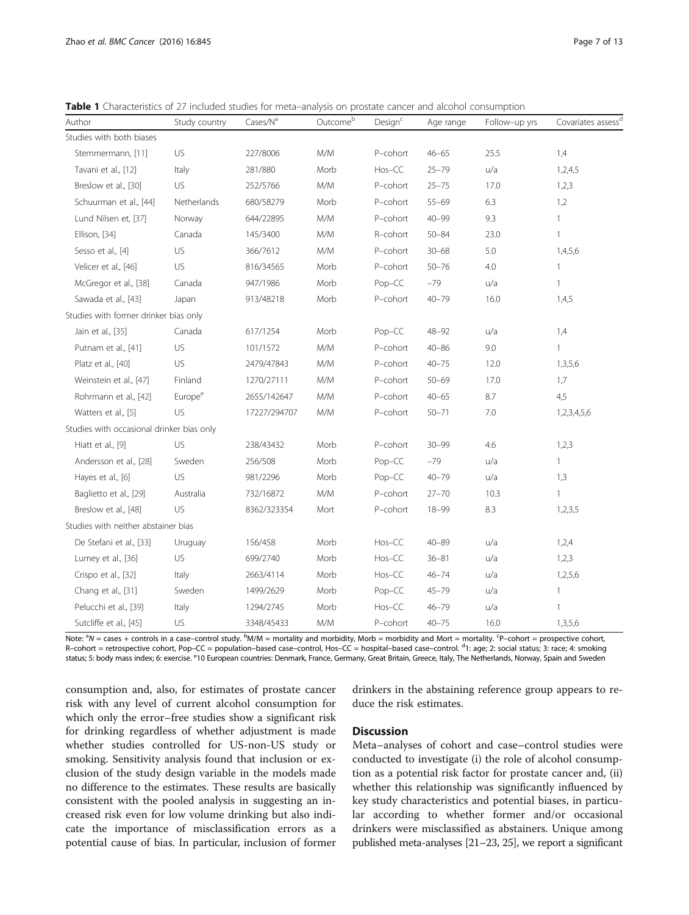**Table 1** Characteristics of 27 included studies for meta–analysis on prostate cancer and alcohol consumption

| Author | Study country | Cases/N[a] | Outcome[b] | Design[c] | Age range | Follow–up yrs | Covariates assess[d] |
|---|---|---|---|---|---|---|---|
| Studies with both biases | | | | | | | |
| Stemmermann, [11] | US | 227/8006 | M/M | P–cohort | 46–65 | 25.5 | 1,4 |
| Tavani et al., [12] | Italy | 281/880 | Morb | Hos–CC | 25–79 | u/a | 1,2,4,5 |
| Breslow et al., [30] | US | 252/5766 | M/M | P–cohort | 25–75 | 17.0 | 1,2,3 |
| Schuurman et al., [44] | Netherlands | 680/58279 | Morb | P–cohort | 55–69 | 6.3 | 1,2 |
| Lund Nilsen et, [37] | Norway | 644/22895 | M/M | P–cohort | 40–99 | 9.3 | 1 |
| Ellison, [34] | Canada | 145/3400 | M/M | R–cohort | 50–84 | 23.0 | 1 |
| Sesso et al., [4] | US | 366/7612 | M/M | P–cohort | 30–68 | 5.0 | 1,4,5,6 |
| Velicer et al., [46] | US | 816/34565 | Morb | P–cohort | 50–76 | 4.0 | 1 |
| McGregor et al., [38] | Canada | 947/1986 | Morb | Pop–CC | –79 | u/a | 1 |
| Sawada et al., [43] | Japan | 913/48218 | Morb | P–cohort | 40–79 | 16.0 | 1,4,5 |
| Studies with former drinker bias only | | | | | | | |
| Jain et al., [35] | Canada | 617/1254 | Morb | Pop–CC | 48–92 | u/a | 1,4 |
| Putnam et al., [41] | US | 101/1572 | M/M | P–cohort | 40–86 | 9.0 | 1 |
| Platz et al., [40] | US | 2479/47843 | M/M | P–cohort | 40–75 | 12.0 | 1,3,5,6 |
| Weinstein et al., [47] | Finland | 1270/27111 | M/M | P–cohort | 50–69 | 17.0 | 1,7 |
| Rohrmann et al., [42] | Europe[e] | 2655/142647 | M/M | P–cohort | 40–65 | 8.7 | 4,5 |
| Watters et al., [5] | US | 17227/294707 | M/M | P–cohort | 50–71 | 7.0 | 1,2,3,4,5,6 |
| Studies with occasional drinker bias only | | | | | | | |
| Hiatt et al., [9] | US | 238/43432 | Morb | P–cohort | 30–99 | 4.6 | 1,2,3 |
| Andersson et al., [28] | Sweden | 256/508 | Morb | Pop–CC | –79 | u/a | 1 |
| Hayes et al., [6] | US | 981/2296 | Morb | Pop–CC | 40–79 | u/a | 1,3 |
| Baglietto et al., [29] | Australia | 732/16872 | M/M | P–cohort | 27–70 | 10.3 | 1 |
| Breslow et al., [48] | US | 8362/323354 | Mort | P–cohort | 18–99 | 8.3 | 1,2,3,5 |
| Studies with neither abstainer bias | | | | | | | |
| De Stefani et al., [33] | Uruguay | 156/458 | Morb | Hos–CC | 40–89 | u/a | 1,2,4 |
| Lumey et al., [36] | US | 699/2740 | Morb | Hos–CC | 36–81 | u/a | 1,2,3 |
| Crispo et al., [32] | Italy | 2663/4114 | Morb | Hos–CC | 46–74 | u/a | 1,2,5,6 |
| Chang et al., [31] | Sweden | 1499/2629 | Morb | Pop–CC | 45–79 | u/a | 1 |
| Pelucchi et al., [39] | Italy | 1294/2745 | Morb | Hos–CC | 46–79 | u/a | 1 |
| Sutcliffe et al., [45] | US | 3348/45433 | M/M | P–cohort | 40–75 | 16.0 | 1,3,5,6 |

Note: [a]N = cases + controls in a case–control study. [b]M/M = mortality and morbidity, Morb = morbidity and Mort = mortality. [c]P–cohort = prospective cohort, R–cohort = retrospective cohort, Pop–CC = population–based case–control, Hos–CC = hospital–based case–control. [d]1: age; 2: social status; 3: race; 4: smoking status; 5: body mass index; 6: exercise. [e]10 European countries: Denmark, France, Germany, Great Britain, Greece, Italy, The Netherlands, Norway, Spain and Sweden

consumption and, also, for estimates of prostate cancer risk with any level of current alcohol consumption for which only the error–free studies show a significant risk for drinking regardless of whether adjustment is made whether studies controlled for US-non-US study or smoking. Sensitivity analysis found that inclusion or exclusion of the study design variable in the models made no difference to the estimates. These results are basically consistent with the pooled analysis in suggesting an increased risk even for low volume drinking but also indicate the importance of misclassification errors as a potential cause of bias. In particular, inclusion of former drinkers in the abstaining reference group appears to reduce the risk estimates.

## Discussion

Meta–analyses of cohort and case–control studies were conducted to investigate (i) the role of alcohol consumption as a potential risk factor for prostate cancer and, (ii) whether this relationship was significantly influenced by key study characteristics and potential biases, in particular according to whether former and/or occasional drinkers were misclassified as abstainers. Unique among published meta-analyses [21–23, 25], we report a significant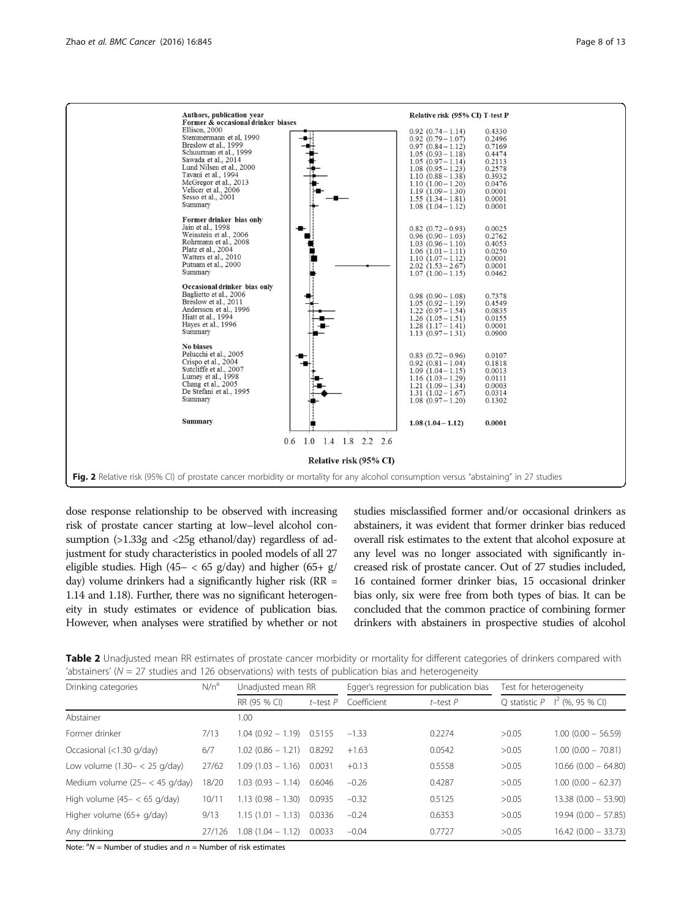Fig. 2 Relative risk (95% CI) of prostate cancer morbidity or mortality for any alcohol consumption versus "abstaining" in 27 studies

dose response relationship to be observed with increasing risk of prostate cancer starting at low–level alcohol consumption (>1.33g and <25g ethanol/day) regardless of adjustment for study characteristics in pooled models of all 27 eligible studies. High (45– < 65 g/day) and higher (65+ g/day) volume drinkers had a significantly higher risk (RR = 1.14 and 1.18). Further, there was no significant heterogeneity in study estimates or evidence of publication bias. However, when analyses were stratified by whether or not studies misclassified former and/or occasional drinkers as abstainers, it was evident that former drinker bias reduced overall risk estimates to the extent that alcohol exposure at any level was no longer associated with significantly increased risk of prostate cancer. Out of 27 studies included, 16 contained former drinker bias, 15 occasional drinker bias only, six were free from both types of bias. It can be concluded that the common practice of combining former drinkers with abstainers in prospective studies of alcohol

**Table 2** Unadjusted mean RR estimates of prostate cancer morbidity or mortality for different categories of drinkers compared with 'abstainers' ($N$ = 27 studies and 126 observations) with tests of publication bias and heterogeneity

| Drinking categories | N/n[a] | Unadjusted mean RR | | Egger's regression for publication bias | | Test for heterogeneity | |
|---|---|---|---|---|---|---|---|
| | | RR (95 % CI) | t–test P | Coefficient | t–test P | Q statistic P | $I^2$ (%, 95 % CI) |
| Abstainer | | 1.00 | | | | | |
| Former drinker | 7/13 | 1.04 (0.92 – 1.19) | 0.5155 | −1.33 | 0.2274 | >0.05 | 1.00 (0.00 – 56.59) |
| Occasional (<1.30 g/day) | 6/7 | 1.02 (0.86 – 1.21) | 0.8292 | +1.63 | 0.0542 | >0.05 | 1.00 (0.00 – 70.81) |
| Low volume (1.30– < 25 g/day) | 27/62 | 1.09 (1.03 – 1.16) | 0.0031 | +0.13 | 0.5558 | >0.05 | 10.66 (0.00 – 64.80) |
| Medium volume (25– < 45 g/day) | 18/20 | 1.03 (0.93 – 1.14) | 0.6046 | −0.26 | 0.4287 | >0.05 | 1.00 (0.00 – 62.37) |
| High volume (45– < 65 g/day) | 10/11 | 1.13 (0.98 – 1.30) | 0.0935 | −0.32 | 0.5125 | >0.05 | 13.38 (0.00 – 53.90) |
| Higher volume (65+ g/day) | 9/13 | 1.15 (1.01 – 1.13) | 0.0336 | −0.24 | 0.6353 | >0.05 | 19.94 (0.00 – 57.85) |
| Any drinking | 27/126 | 1.08 (1.04 – 1.12) | 0.0033 | −0.04 | 0.7727 | >0.05 | 16.42 (0.00 – 33.73) |

Note: [a]$N$ = Number of studies and $n$ = Number of risk estimates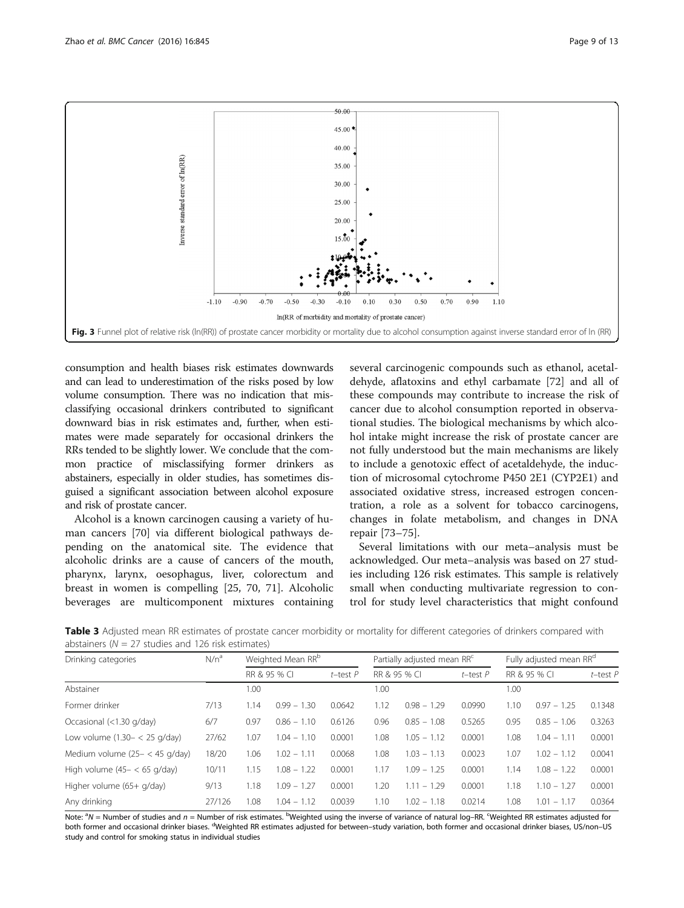Fig. 3 Funnel plot of relative risk (ln(RR)) of prostate cancer morbidity or mortality due to alcohol consumption against inverse standard error of ln (RR)

consumption and health biases risk estimates downwards and can lead to underestimation of the risks posed by low volume consumption. There was no indication that misclassifying occasional drinkers contributed to significant downward bias in risk estimates and, further, when estimates were made separately for occasional drinkers the RRs tended to be slightly lower. We conclude that the common practice of misclassifying former drinkers as abstainers, especially in older studies, has sometimes disguised a significant association between alcohol exposure and risk of prostate cancer.

Alcohol is a known carcinogen causing a variety of human cancers [70] via different biological pathways depending on the anatomical site. The evidence that alcoholic drinks are a cause of cancers of the mouth, pharynx, larynx, oesophagus, liver, colorectum and breast in women is compelling [25, 70, 71]. Alcoholic beverages are multicomponent mixtures containing several carcinogenic compounds such as ethanol, acetaldehyde, aflatoxins and ethyl carbamate [72] and all of these compounds may contribute to increase the risk of cancer due to alcohol consumption reported in observational studies. The biological mechanisms by which alcohol intake might increase the risk of prostate cancer are not fully understood but the main mechanisms are likely to include a genotoxic effect of acetaldehyde, the induction of microsomal cytochrome P450 2E1 (CYP2E1) and associated oxidative stress, increased estrogen concentration, a role as a solvent for tobacco carcinogens, changes in folate metabolism, and changes in DNA repair [73–75].

Several limitations with our meta–analysis must be acknowledged. Our meta–analysis was based on 27 studies including 126 risk estimates. This sample is relatively small when conducting multivariate regression to control for study level characteristics that might confound

**Table 3** Adjusted mean RR estimates of prostate cancer morbidity or mortality for different categories of drinkers compared with abstainers ($N$ = 27 studies and 126 risk estimates)

| Drinking categories | N/n[a] | Weighted Mean RR[b] | | | Partially adjusted mean RR[c] | | | Fully adjusted mean RR[d] | | |
|---|---|---|---|---|---|---|---|---|---|---|
| | | RR & 95 % CI | | $t$–test $P$ | RR & 95 % CI | | $t$–test $P$ | RR & 95 % CI | | $t$–test $P$ |
| Abstainer | | 1.00 | | | 1.00 | | | 1.00 | | |
| Former drinker | 7/13 | 1.14 | 0.99 – 1.30 | 0.0642 | 1.12 | 0.98 – 1.29 | 0.0990 | 1.10 | 0.97 – 1.25 | 0.1348 |
| Occasional (<1.30 g/day) | 6/7 | 0.97 | 0.86 – 1.10 | 0.6126 | 0.96 | 0.85 – 1.08 | 0.5265 | 0.95 | 0.85 – 1.06 | 0.3263 |
| Low volume (1.30– < 25 g/day) | 27/62 | 1.07 | 1.04 – 1.10 | 0.0001 | 1.08 | 1.05 – 1.12 | 0.0001 | 1.08 | 1.04 – 1.11 | 0.0001 |
| Medium volume (25– < 45 g/day) | 18/20 | 1.06 | 1.02 – 1.11 | 0.0068 | 1.08 | 1.03 – 1.13 | 0.0023 | 1.07 | 1.02 – 1.12 | 0.0041 |
| High volume (45– < 65 g/day) | 10/11 | 1.15 | 1.08 – 1.22 | 0.0001 | 1.17 | 1.09 – 1.25 | 0.0001 | 1.14 | 1.08 – 1.22 | 0.0001 |
| Higher volume (65+ g/day) | 9/13 | 1.18 | 1.09 – 1.27 | 0.0001 | 1.20 | 1.11 – 1.29 | 0.0001 | 1.18 | 1.10 – 1.27 | 0.0001 |
| Any drinking | 27/126 | 1.08 | 1.04 – 1.12 | 0.0039 | 1.10 | 1.02 – 1.18 | 0.0214 | 1.08 | 1.01 – 1.17 | 0.0364 |

Note: [a]$N$ = Number of studies and $n$ = Number of risk estimates. [b]Weighted using the inverse of variance of natural log–RR. [c]Weighted RR estimates adjusted for both former and occasional drinker biases. [d]Weighted RR estimates adjusted for between–study variation, both former and occasional drinker biases, US/non–US study and control for smoking status in individual studies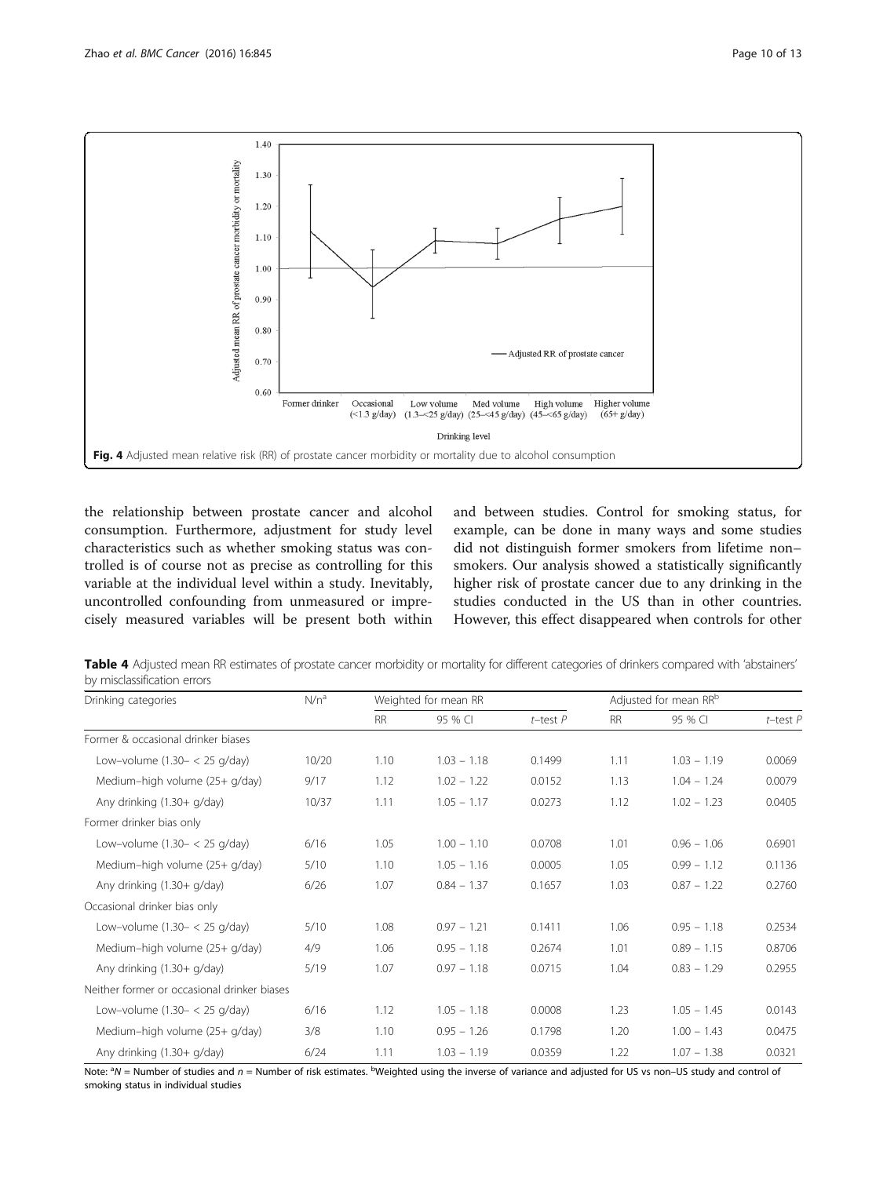Fig. 4 Adjusted mean relative risk (RR) of prostate cancer morbidity or mortality due to alcohol consumption

the relationship between prostate cancer and alcohol consumption. Furthermore, adjustment for study level characteristics such as whether smoking status was controlled is of course not as precise as controlling for this variable at the individual level within a study. Inevitably, uncontrolled confounding from unmeasured or imprecisely measured variables will be present both within and between studies. Control for smoking status, for example, can be done in many ways and some studies did not distinguish former smokers from lifetime non–smokers. Our analysis showed a statistically significantly higher risk of prostate cancer due to any drinking in the studies conducted in the US than in other countries. However, this effect disappeared when controls for other

**Table 4** Adjusted mean RR estimates of prostate cancer morbidity or mortality for different categories of drinkers compared with 'abstainers' by misclassification errors

| Drinking categories | N/n[a] | Weighted for mean RR | | | Adjusted for mean RR[b] | | |
|---|---|---|---|---|---|---|---|
| | | RR | 95 % CI | t–test P | RR | 95 % CI | t–test P |
| Former & occasional drinker biases | | | | | | | |
| Low–volume (1.30– < 25 g/day) | 10/20 | 1.10 | 1.03 – 1.18 | 0.1499 | 1.11 | 1.03 – 1.19 | 0.0069 |
| Medium–high volume (25+ g/day) | 9/17 | 1.12 | 1.02 – 1.22 | 0.0152 | 1.13 | 1.04 – 1.24 | 0.0079 |
| Any drinking (1.30+ g/day) | 10/37 | 1.11 | 1.05 – 1.17 | 0.0273 | 1.12 | 1.02 – 1.23 | 0.0405 |
| Former drinker bias only | | | | | | | |
| Low–volume (1.30– < 25 g/day) | 6/16 | 1.05 | 1.00 – 1.10 | 0.0708 | 1.01 | 0.96 – 1.06 | 0.6901 |
| Medium–high volume (25+ g/day) | 5/10 | 1.10 | 1.05 – 1.16 | 0.0005 | 1.05 | 0.99 – 1.12 | 0.1136 |
| Any drinking (1.30+ g/day) | 6/26 | 1.07 | 0.84 – 1.37 | 0.1657 | 1.03 | 0.87 – 1.22 | 0.2760 |
| Occasional drinker bias only | | | | | | | |
| Low–volume (1.30– < 25 g/day) | 5/10 | 1.08 | 0.97 – 1.21 | 0.1411 | 1.06 | 0.95 – 1.18 | 0.2534 |
| Medium–high volume (25+ g/day) | 4/9 | 1.06 | 0.95 – 1.18 | 0.2674 | 1.01 | 0.89 – 1.15 | 0.8706 |
| Any drinking (1.30+ g/day) | 5/19 | 1.07 | 0.97 – 1.18 | 0.0715 | 1.04 | 0.83 – 1.29 | 0.2955 |
| Neither former or occasional drinker biases | | | | | | | |
| Low–volume (1.30– < 25 g/day) | 6/16 | 1.12 | 1.05 – 1.18 | 0.0008 | 1.23 | 1.05 – 1.45 | 0.0143 |
| Medium–high volume (25+ g/day) | 3/8 | 1.10 | 0.95 – 1.26 | 0.1798 | 1.20 | 1.00 – 1.43 | 0.0475 |
| Any drinking (1.30+ g/day) | 6/24 | 1.11 | 1.03 – 1.19 | 0.0359 | 1.22 | 1.07 – 1.38 | 0.0321 |

Note: [a]N = Number of studies and n = Number of risk estimates. [b]Weighted using the inverse of variance and adjusted for US vs non–US study and control of smoking status in individual studies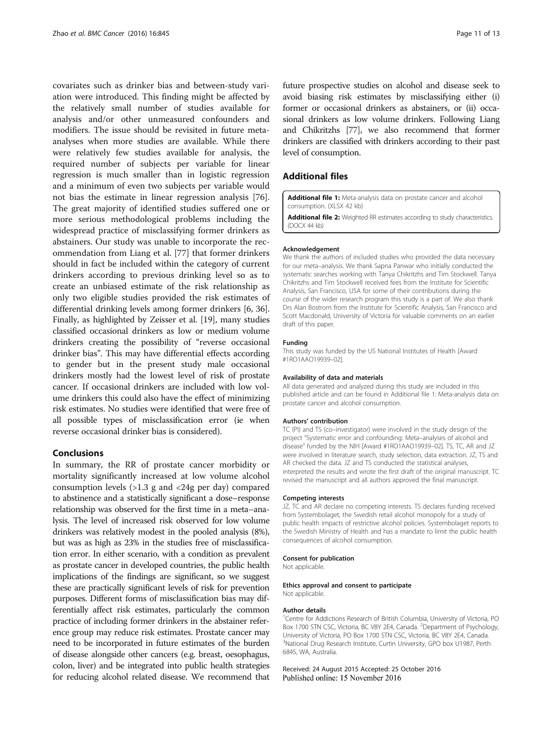covariates such as drinker bias and between-study variation were introduced. This finding might be affected by the relatively small number of studies available for analysis and/or other unmeasured confounders and modifiers. The issue should be revisited in future meta-analyses when more studies are available. While there were relatively few studies available for analysis, the required number of subjects per variable for linear regression is much smaller than in logistic regression and a minimum of even two subjects per variable would not bias the estimate in linear regression analysis [76]. The great majority of identified studies suffered one or more serious methodological problems including the widespread practice of misclassifying former drinkers as abstainers. Our study was unable to incorporate the recommendation from Liang et al. [77] that former drinkers should in fact be included within the category of current drinkers according to previous drinking level so as to create an unbiased estimate of the risk relationship as only two eligible studies provided the risk estimates of differential drinking levels among former drinkers [6, 36]. Finally, as highlighted by Zeisser et al. [19], many studies classified occasional drinkers as low or medium volume drinkers creating the possibility of "reverse occasional drinker bias". This may have differential effects according to gender but in the present study male occasional drinkers mostly had the lowest level of risk of prostate cancer. If occasional drinkers are included with low volume drinkers this could also have the effect of minimizing risk estimates. No studies were identified that were free of all possible types of misclassification error (ie when reverse occasional drinker bias is considered).

## Conclusions

In summary, the RR of prostate cancer morbidity or mortality significantly increased at low volume alcohol consumption levels (>1.3 g and <24g per day) compared to abstinence and a statistically significant a dose–response relationship was observed for the first time in a meta–analysis. The level of increased risk observed for low volume drinkers was relatively modest in the pooled analysis (8%), but was as high as 23% in the studies free of misclassification error. In either scenario, with a condition as prevalent as prostate cancer in developed countries, the public health implications of the findings are significant, so we suggest these are practically significant levels of risk for prevention purposes. Different forms of misclassification bias may differentially affect risk estimates, particularly the common practice of including former drinkers in the abstainer reference group may reduce risk estimates. Prostate cancer may need to be incorporated in future estimates of the burden of disease alongside other cancers (e.g. breast, oesophagus, colon, liver) and be integrated into public health strategies for reducing alcohol related disease. We recommend that future prospective studies on alcohol and disease seek to avoid biasing risk estimates by misclassifying either (i) former or occasional drinkers as abstainers, or (ii) occasional drinkers as low volume drinkers. Following Liang and Chikritzhs [77], we also recommend that former drinkers are classified with drinkers according to their past level of consumption.

## Additional files

**Additional file 1:** Meta-analysis data on prostate cancer and alcohol consumption. (XLSX 42 kb)

**Additional file 2:** Weighted RR estimates according to study characteristics. (DOCX 44 kb)

#### Acknowledgement

We thank the authors of included studies who provided the data necessary for our meta–analysis. We thank Sapna Panwar who initially conducted the systematic searches working with Tanya Chikritzhs and Tim Stockwell. Tanya Chikritzhs and Tim Stockwell received fees from the Institute for Scientific Analysis, San Francisco, USA for some of their contributions during the course of the wider research program this study is a part of. We also thank Drs Alan Bostrom from the Institute for Scientific Analysis, San Francisco and Scott Macdonald, University of Victoria for valuable comments on an earlier draft of this paper.

#### Funding

This study was funded by the US National Institutes of Health [Award #1RO1AAO19939–02].

#### Availability of data and materials

All data generated and analyzed during this study are included in this published article and can be found in Additional file 1: Meta-analysis data on prostate cancer and alcohol consumption.

#### Authors' contribution

TC (PI) and TS (co–investigator) were involved in the study design of the project "Systematic error and confounding: Meta–analyses of alcohol and disease" funded by the NIH [Award #1RO1AAO19939–02]. TS, TC, AR and JZ were involved in literature search, study selection, data extraction. JZ, TS and AR checked the data. JZ and TS conducted the statistical analyses, interpreted the results and wrote the first draft of the original manuscript. TC revised the manuscript and all authors approved the final manuscript.

#### Competing interests

JZ, TC and AR declare no competing interests. TS declares funding received from Systembolaget, the Swedish retail alcohol monopoly for a study of public health impacts of restrictive alcohol policies. Systembolaget reports to the Swedish Ministry of Health and has a mandate to limit the public health consequences of alcohol consumption.

#### Consent for publication

Not applicable.

#### Ethics approval and consent to participate

Not applicable.

#### Author details

[1]Centre for Addictions Research of British Columbia, University of Victoria, PO Box 1700 STN CSC, Victoria, BC V8Y 2E4, Canada. [2]Department of Psychology, University of Victoria, PO Box 1700 STN CSC, Victoria, BC V8Y 2E4, Canada. [3]National Drug Research Institute, Curtin University, GPO box U1987, Perth 6845, WA, Australia.

Received: 24 August 2015 Accepted: 25 October 2016
Published online: 15 November 2016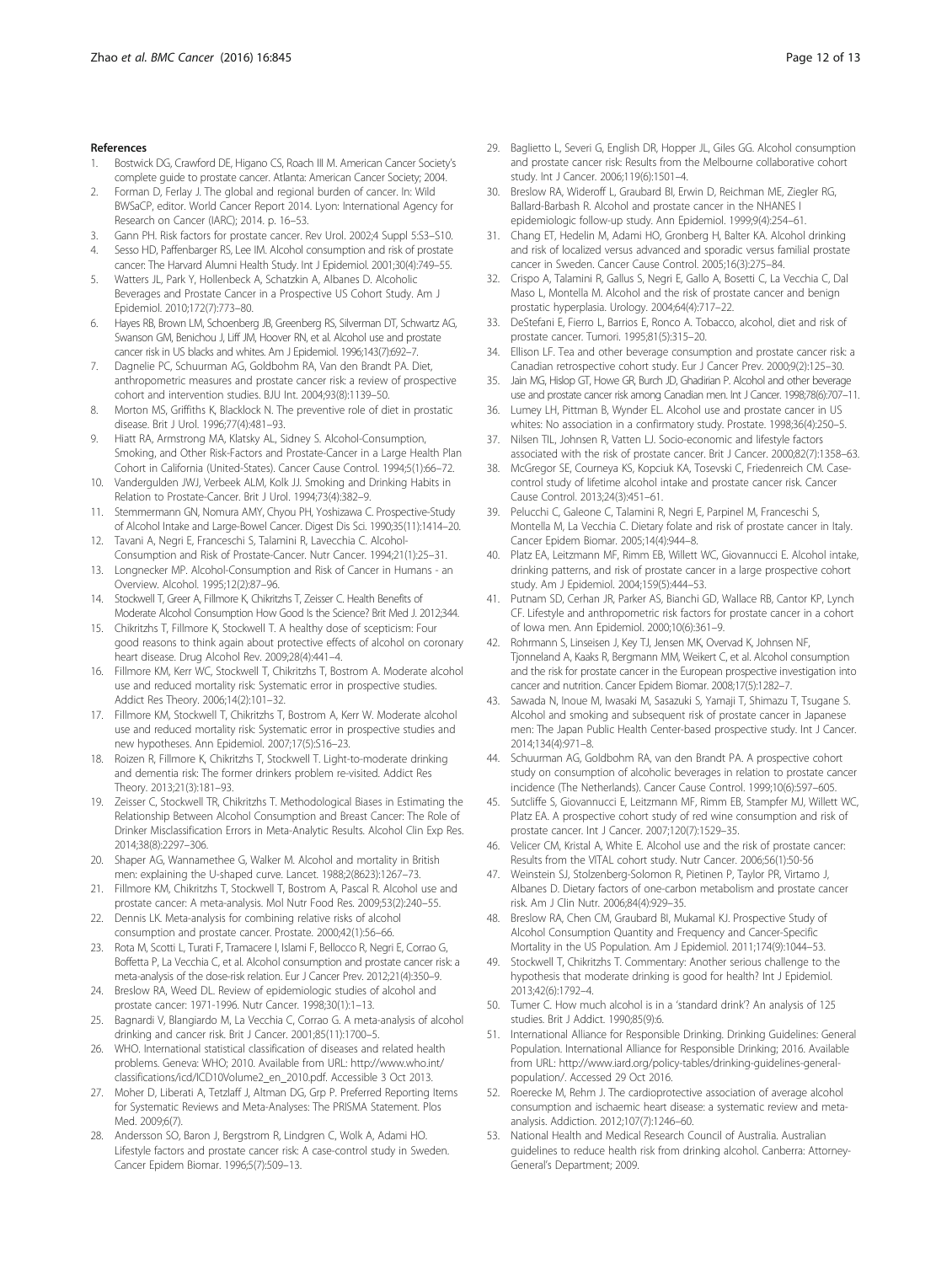## References

1. Bostwick DG, Crawford DE, Higano CS, Roach III M. American Cancer Society's complete guide to prostate cancer. Atlanta: American Cancer Society; 2004.
2. Forman D, Ferlay J. The global and regional burden of cancer. In: Wild BWSaCP, editor. World Cancer Report 2014. Lyon: International Agency for Research on Cancer (IARC); 2014. p. 16–53.
3. Gann PH. Risk factors for prostate cancer. Rev Urol. 2002;4 Suppl 5:S3–S10.
4. Sesso HD, Paffenbarger RS, Lee IM. Alcohol consumption and risk of prostate cancer: The Harvard Alumni Health Study. Int J Epidemiol. 2001;30(4):749–55.
5. Watters JL, Park Y, Hollenbeck A, Schatzkin A, Albanes D. Alcoholic Beverages and Prostate Cancer in a Prospective US Cohort Study. Am J Epidemiol. 2010;172(7):773–80.
6. Hayes RB, Brown LM, Schoenberg JB, Greenberg RS, Silverman DT, Schwartz AG, Swanson GM, Benichou J, Liff JM, Hoover RN, et al. Alcohol use and prostate cancer risk in US blacks and whites. Am J Epidemiol. 1996;143(7):692–7.
7. Dagnelie PC, Schuurman AG, Goldbohm RA, Van den Brandt PA. Diet, anthropometric measures and prostate cancer risk: a review of prospective cohort and intervention studies. BJU Int. 2004;93(8):1139–50.
8. Morton MS, Griffiths K, Blacklock N. The preventive role of diet in prostatic disease. Brit J Urol. 1996;77(4):481–93.
9. Hiatt RA, Armstrong MA, Klatsky AL, Sidney S. Alcohol-Consumption, Smoking, and Other Risk-Factors and Prostate-Cancer in a Large Health Plan Cohort in California (United-States). Cancer Cause Control. 1994;5(1):66–72.
10. Vandergulden JWJ, Verbeek ALM, Kolk JJ. Smoking and Drinking Habits in Relation to Prostate-Cancer. Brit J Urol. 1994;73(4):382–9.
11. Stemmermann GN, Nomura AMY, Chyou PH, Yoshizawa C. Prospective-Study of Alcohol Intake and Large-Bowel Cancer. Digest Dis Sci. 1990;35(11):1414–20.
12. Tavani A, Negri E, Franceschi S, Talamini R, Lavecchia C. Alcohol-Consumption and Risk of Prostate-Cancer. Nutr Cancer. 1994;21(1):25–31.
13. Longnecker MP. Alcohol-Consumption and Risk of Cancer in Humans - an Overview. Alcohol. 1995;12(2):87–96.
14. Stockwell T, Greer A, Fillmore K, Chikritzhs T, Zeisser C. Health Benefits of Moderate Alcohol Consumption How Good Is the Science? Brit Med J. 2012;344.
15. Chikritzhs T, Fillmore K, Stockwell T. A healthy dose of scepticism: Four good reasons to think again about protective effects of alcohol on coronary heart disease. Drug Alcohol Rev. 2009;28(4):441–4.
16. Fillmore KM, Kerr WC, Stockwell T, Chikritzhs T, Bostrom A. Moderate alcohol use and reduced mortality risk: Systematic error in prospective studies. Addict Res Theory. 2006;14(2):101–32.
17. Fillmore KM, Stockwell T, Chikritzhs T, Bostrom A, Kerr W. Moderate alcohol use and reduced mortality risk: Systematic error in prospective studies and new hypotheses. Ann Epidemiol. 2007;17(5):S16–23.
18. Roizen R, Fillmore K, Chikritzhs T, Stockwell T. Light-to-moderate drinking and dementia risk: The former drinkers problem re-visited. Addict Res Theory. 2013;21(3):181–93.
19. Zeisser C, Stockwell TR, Chikritzhs T. Methodological Biases in Estimating the Relationship Between Alcohol Consumption and Breast Cancer: The Role of Drinker Misclassification Errors in Meta-Analytic Results. Alcohol Clin Exp Res. 2014;38(8):2297–306.
20. Shaper AG, Wannamethee G, Walker M. Alcohol and mortality in British men: explaining the U-shaped curve. Lancet. 1988;2(8623):1267–73.
21. Fillmore KM, Chikritzhs T, Stockwell T, Bostrom A, Pascal R. Alcohol use and prostate cancer: A meta-analysis. Mol Nutr Food Res. 2009;53(2):240–55.
22. Dennis LK. Meta-analysis for combining relative risks of alcohol consumption and prostate cancer. Prostate. 2000;42(1):56–66.
23. Rota M, Scotti L, Turati F, Tramacere I, Islami F, Bellocco R, Negri E, Corrao G, Boffetta P, La Vecchia C, et al. Alcohol consumption and prostate cancer risk: a meta-analysis of the dose-risk relation. Eur J Cancer Prev. 2012;21(4):350–9.
24. Breslow RA, Weed DL. Review of epidemiologic studies of alcohol and prostate cancer: 1971-1996. Nutr Cancer. 1998;30(1):1–13.
25. Bagnardi V, Blangiardo M, La Vecchia C, Corrao G. A meta-analysis of alcohol drinking and cancer risk. Brit J Cancer. 2001;85(11):1700–5.
26. WHO. International statistical classification of diseases and related health problems. Geneva: WHO; 2010. Available from URL: http://www.who.int/classifications/icd/ICD10Volume2_en_2010.pdf. Accessible 3 Oct 2013.
27. Moher D, Liberati A, Tetzlaff J, Altman DG, Grp P. Preferred Reporting Items for Systematic Reviews and Meta-Analyses: The PRISMA Statement. Plos Med. 2009;6(7).
28. Andersson SO, Baron J, Bergstrom R, Lindgren C, Wolk A, Adami HO. Lifestyle factors and prostate cancer risk: A case-control study in Sweden. Cancer Epidem Biomar. 1996;5(7):509–13.
29. Baglietto L, Severi G, English DR, Hopper JL, Giles GG. Alcohol consumption and prostate cancer risk: Results from the Melbourne collaborative cohort study. Int J Cancer. 2006;119(6):1501–4.
30. Breslow RA, Wideroff L, Graubard BI, Erwin D, Reichman ME, Ziegler RG, Ballard-Barbash R. Alcohol and prostate cancer in the NHANES I epidemiologic follow-up study. Ann Epidemiol. 1999;9(4):254–61.
31. Chang ET, Hedelin M, Adami HO, Gronberg H, Balter KA. Alcohol drinking and risk of localized versus advanced and sporadic versus familial prostate cancer in Sweden. Cancer Cause Control. 2005;16(3):275–84.
32. Crispo A, Talamini R, Gallus S, Negri E, Gallo A, Bosetti C, La Vecchia C, Dal Maso L, Montella M. Alcohol and the risk of prostate cancer and benign prostatic hyperplasia. Urology. 2004;64(4):717–22.
33. DeStefani E, Fierro L, Barrios E, Ronco A. Tobacco, alcohol, diet and risk of prostate cancer. Tumori. 1995;81(5):315–20.
34. Ellison LF. Tea and other beverage consumption and prostate cancer risk: a Canadian retrospective cohort study. Eur J Cancer Prev. 2000;9(2):125–30.
35. Jain MG, Hislop GT, Howe GR, Burch JD, Ghadirian P. Alcohol and other beverage use and prostate cancer risk among Canadian men. Int J Cancer. 1998;78(6):707–11.
36. Lumey LH, Pittman B, Wynder EL. Alcohol use and prostate cancer in US whites: No association in a confirmatory study. Prostate. 1998;36(4):250–5.
37. Nilsen TIL, Johnsen R, Vatten LJ. Socio-economic and lifestyle factors associated with the risk of prostate cancer. Brit J Cancer. 2000;82(7):1358–63.
38. McGregor SE, Courneya KS, Kopciuk KA, Tosevski C, Friedenreich CM. Case-control study of lifetime alcohol intake and prostate cancer risk. Cancer Cause Control. 2013;24(3):451–61.
39. Pelucchi C, Galeone C, Talamini R, Negri E, Parpinel M, Franceschi S, Montella M, La Vecchia C. Dietary folate and risk of prostate cancer in Italy. Cancer Epidem Biomar. 2005;14(4):944–8.
40. Platz EA, Leitzmann MF, Rimm EB, Willett WC, Giovannucci E. Alcohol intake, drinking patterns, and risk of prostate cancer in a large prospective cohort study. Am J Epidemiol. 2004;159(5):444–53.
41. Putnam SD, Cerhan JR, Parker AS, Bianchi GD, Wallace RB, Cantor KP, Lynch CF. Lifestyle and anthropometric risk factors for prostate cancer in a cohort of Iowa men. Ann Epidemiol. 2000;10(6):361–9.
42. Rohrmann S, Linseisen J, Key TJ, Jensen MK, Overvad K, Johnsen NF, Tjonneland A, Kaaks R, Bergmann MM, Weikert C, et al. Alcohol consumption and the risk for prostate cancer in the European prospective investigation into cancer and nutrition. Cancer Epidem Biomar. 2008;17(5):1282–7.
43. Sawada N, Inoue M, Iwasaki M, Sasazuki S, Yamaji T, Shimazu T, Tsugane S. Alcohol and smoking and subsequent risk of prostate cancer in Japanese men: The Japan Public Health Center-based prospective study. Int J Cancer. 2014;134(4):971–8.
44. Schuurman AG, Goldbohm RA, van den Brandt PA. A prospective cohort study on consumption of alcoholic beverages in relation to prostate cancer incidence (The Netherlands). Cancer Cause Control. 1999;10(6):597–605.
45. Sutcliffe S, Giovannucci E, Leitzmann MF, Rimm EB, Stampfer MJ, Willett WC, Platz EA. A prospective cohort study of red wine consumption and risk of prostate cancer. Int J Cancer. 2007;120(7):1529–35.
46. Velicer CM, Kristal A, White E. Alcohol use and the risk of prostate cancer: Results from the VITAL cohort study. Nutr Cancer. 2006;56(1):50-56
47. Weinstein SJ, Stolzenberg-Solomon R, Pietinen P, Taylor PR, Virtamo J, Albanes D. Dietary factors of one-carbon metabolism and prostate cancer risk. Am J Clin Nutr. 2006;84(4):929–35.
48. Breslow RA, Chen CM, Graubard BI, Mukamal KJ. Prospective Study of Alcohol Consumption Quantity and Frequency and Cancer-Specific Mortality in the US Population. Am J Epidemiol. 2011;174(9):1044–53.
49. Stockwell T, Chikritzhs T. Commentary: Another serious challenge to the hypothesis that moderate drinking is good for health? Int J Epidemiol. 2013;42(6):1792–4.
50. Turner C. How much alcohol is in a 'standard drink'? An analysis of 125 studies. Brit J Addict. 1990;85(9):6.
51. International Alliance for Responsible Drinking. Drinking Guidelines: General Population. International Alliance for Responsible Drinking; 2016. Available from URL: http://www.iard.org/policy-tables/drinking-guidelines-general-population/. Accessed 29 Oct 2016.
52. Roerecke M, Rehm J. The cardioprotective association of average alcohol consumption and ischaemic heart disease: a systematic review and meta-analysis. Addiction. 2012;107(7):1246–60.
53. National Health and Medical Research Council of Australia. Australian guidelines to reduce health risk from drinking alcohol. Canberra: Attorney-General's Department; 2009.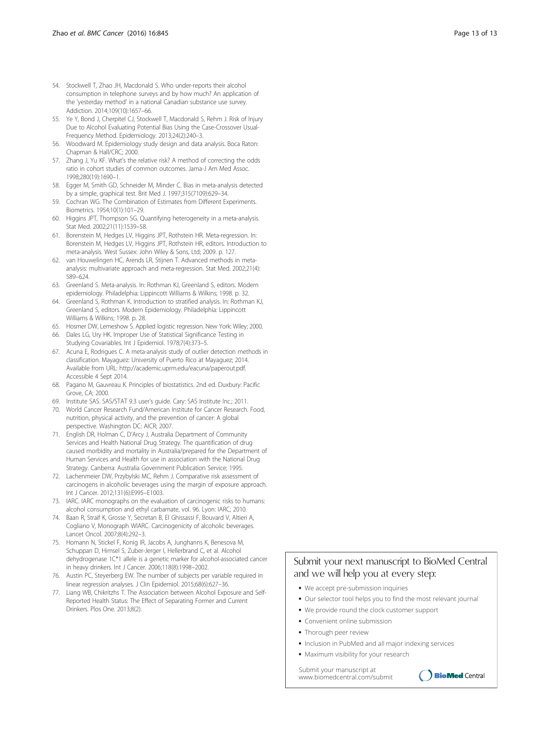54. Stockwell T, Zhao JH, Macdonald S. Who under-reports their alcohol consumption in telephone surveys and by how much? An application of the 'yesterday method' in a national Canadian substance use survey. Addiction. 2014;109(10):1657–66.
55. Ye Y, Bond J, Cherpitel CJ, Stockwell T, Macdonald S, Rehm J. Risk of Injury Due to Alcohol Evaluating Potential Bias Using the Case-Crossover Usual-Frequency Method. Epidemiology. 2013;24(2):240–3.
56. Woodward M. Epidemiology study design and data analysis. Boca Raton: Chapman & Hall/CRC; 2000.
57. Zhang J, Yu KF. What's the relative risk? A method of correcting the odds ratio in cohort studies of common outcomes. Jama-J Am Med Assoc. 1998;280(19):1690–1.
58. Egger M, Smith GD, Schneider M, Minder C. Bias in meta-analysis detected by a simple, graphical test. Brit Med J. 1997;315(7109):629–34.
59. Cochran WG. The Combination of Estimates from Different Experiments. Biometrics. 1954;10(1):101–29.
60. Higgins JPT, Thompson SG. Quantifying heterogeneity in a meta-analysis. Stat Med. 2002;21(11):1539–58.
61. Borenstein M, Hedges LV, Higgins JPT, Rothstein HR. Meta-regression. In: Borenstein M, Hedges LV, Higgins JPT, Rothstein HR, editors. Introduction to meta-analysis. West Sussex: John Wiley & Sons, Ltd; 2009. p. 127.
62. van Houwelingen HC, Arends LR, Stijnen T. Advanced methods in meta-analysis: multivariate approach and meta-regression. Stat Med. 2002;21(4): 589–624.
63. Greenland S. Meta-analysis. In: Rothman KJ, Greenland S, editors. Modern epidemiology. Philadelphia: Lippincott Williams & Wilkins; 1998. p. 32.
64. Greenland S, Rothman K. Introduction to stratified analysis. In: Rothman KJ, Greenland S, editors. Modern Epidemiology. Philadelphia: Lippincott Williams & Wilkins; 1998. p. 28.
65. Hosmer DW, Lemeshow S. Applied logistic regression. New York: Wiley; 2000.
66. Dales LG, Ury HK. Improper Use of Statistical Significance Testing in Studying Covariables. Int J Epidemiol. 1978;7(4):373–5.
67. Acuna E, Rodrigues C. A meta-analysis study of outlier detection methods in classification. Mayaguez: University of Puerto Rico at Mayaguez; 2014. Available from URL: http://academic.uprm.edu/eacuna/paperout.pdf. Accessible 4 Sept 2014.
68. Pagano M, Gauvreau K. Principles of biostatistics. 2nd ed. Duxbury: Pacific Grove, CA; 2000.
69. Institute SAS. SAS/STAT 9.3 user's guide. Cary: SAS Institute Inc.; 2011.
70. World Cancer Research Fund/American Institute for Cancer Research. Food, nutrition, physical activity, and the prevention of cancer: A global perspective. Washington DC: AICR; 2007.
71. English DR, Holman C, D'Arcy J, Australia Department of Community Services and Health National Drug Strategy. The quantification of drug caused morbidity and mortality in Australia/prepared for the Department of Human Services and Health for use in association with the National Drug Strategy. Canberra: Australia Government Publication Service; 1995.
72. Lachenmeier DW, Przybylski MC, Rehm J. Comparative risk assessment of carcinogens in alcoholic beverages using the margin of exposure approach. Int J Cancer. 2012;131(6):E995–E1003.
73. IARC. IARC monographs on the evaluation of carcinogenic risks to humans: alcohol consumption and ethyl carbamate, vol. 96. Lyon: IARC; 2010.
74. Baan R, Straif K, Grosse Y, Secretan B, El Ghissassi F, Bouvard V, Altieri A, Cogliano V, Monograph WIARC. Carcinogenicity of alcoholic beverages. Lancet Oncol. 2007;8(4):292–3.
75. Homann N, Stickel F, Konig IR, Jacobs A, Junghanns K, Benesova M, Schuppan D, Himsel S, Zuber-Jerger I, Hellerbrand C, et al. Alcohol dehydrogenase 1C*1 allele is a genetic marker for alcohol-associated cancer in heavy drinkers. Int J Cancer. 2006;118(8):1998–2002.
76. Austin PC, Steyerberg EW. The number of subjects per variable required in linear regression analyses. J Clin Epidemiol. 2015;68(6):627–36.
77. Liang WB, Chikritzhs T. The Association between Alcohol Exposure and Self-Reported Health Status: The Effect of Separating Former and Current Drinkers. Plos One. 2013;8(2).

Submit your next manuscript to BioMed Central and we will help you at every step:

- We accept pre-submission inquiries
- Our selector tool helps you to find the most relevant journal
- We provide round the clock customer support
- Convenient online submission
- Thorough peer review
- Inclusion in PubMed and all major indexing services
- Maximum visibility for your research

Submit your manuscript at www.biomedcentral.com/submit

BioMed Central